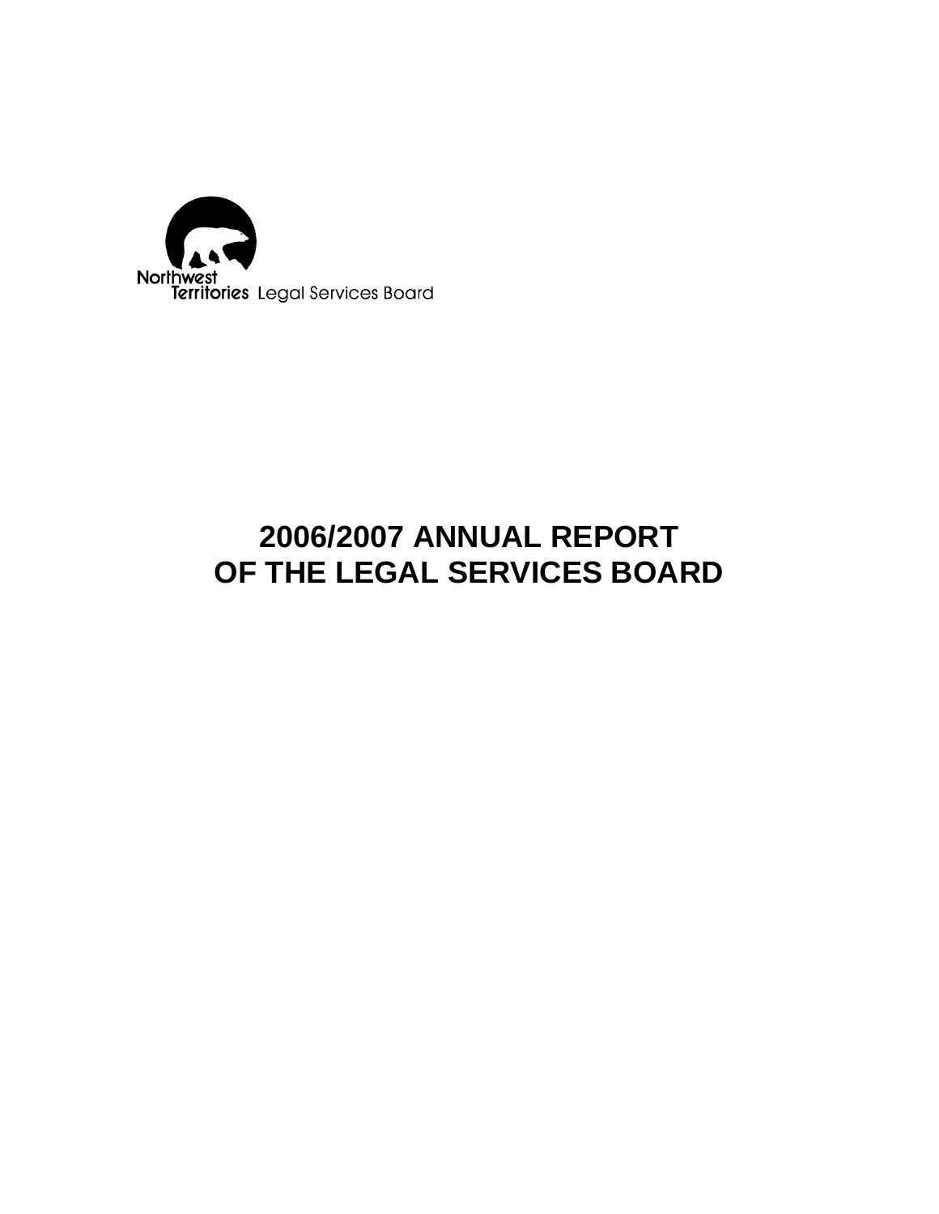Northwest Territories Legal Services Board

# 2006/2007 ANNUAL REPORT OF THE LEGAL SERVICES BOARD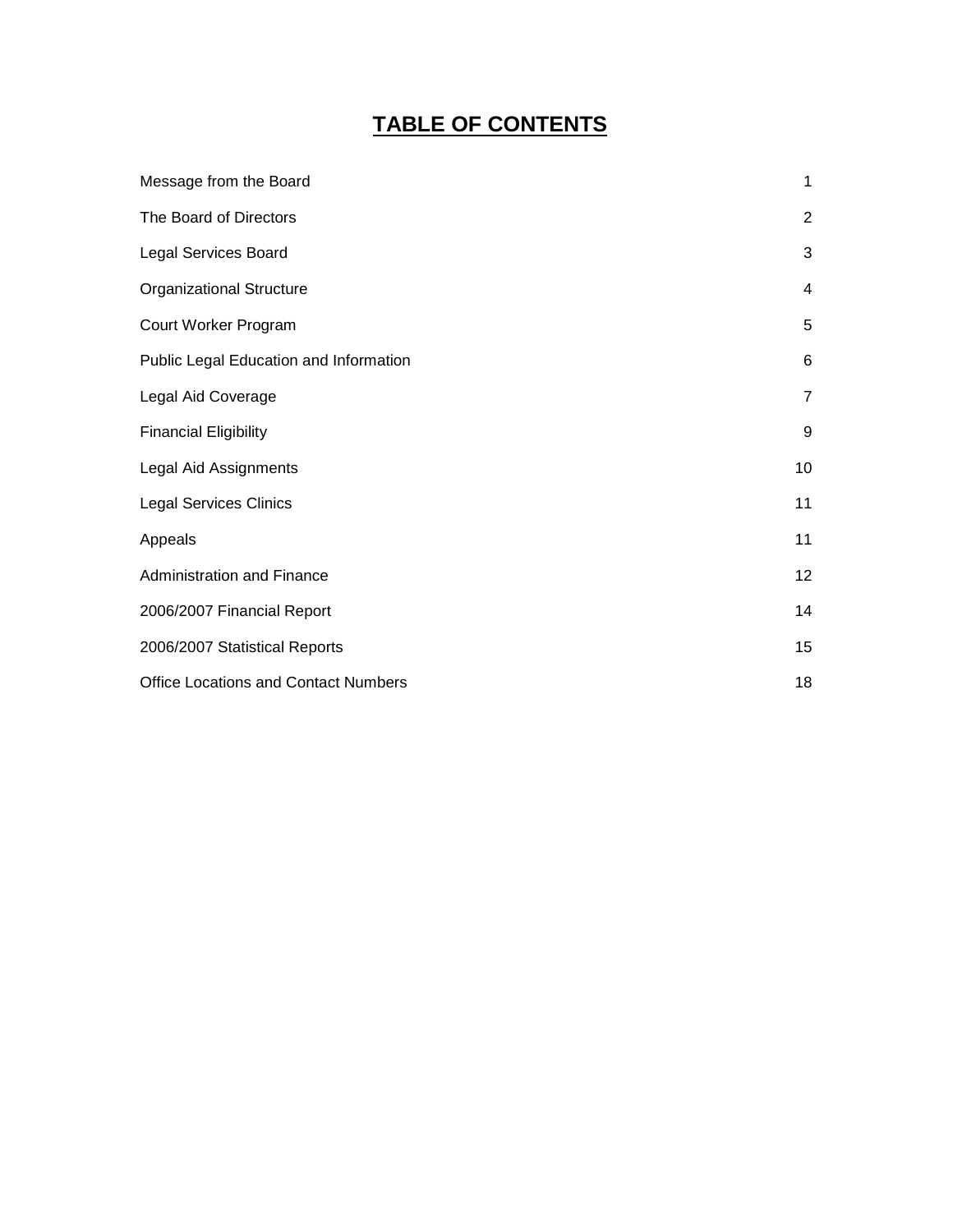# **TABLE OF CONTENTS**

| | |
|---|---|
| Message from the Board | 1 |
| The Board of Directors | 2 |
| Legal Services Board | 3 |
| Organizational Structure | 4 |
| Court Worker Program | 5 |
| Public Legal Education and Information | 6 |
| Legal Aid Coverage | 7 |
| Financial Eligibility | 9 |
| Legal Aid Assignments | 10 |
| Legal Services Clinics | 11 |
| Appeals | 11 |
| Administration and Finance | 12 |
| 2006/2007 Financial Report | 14 |
| 2006/2007 Statistical Reports | 15 |
| Office Locations and Contact Numbers | 18 |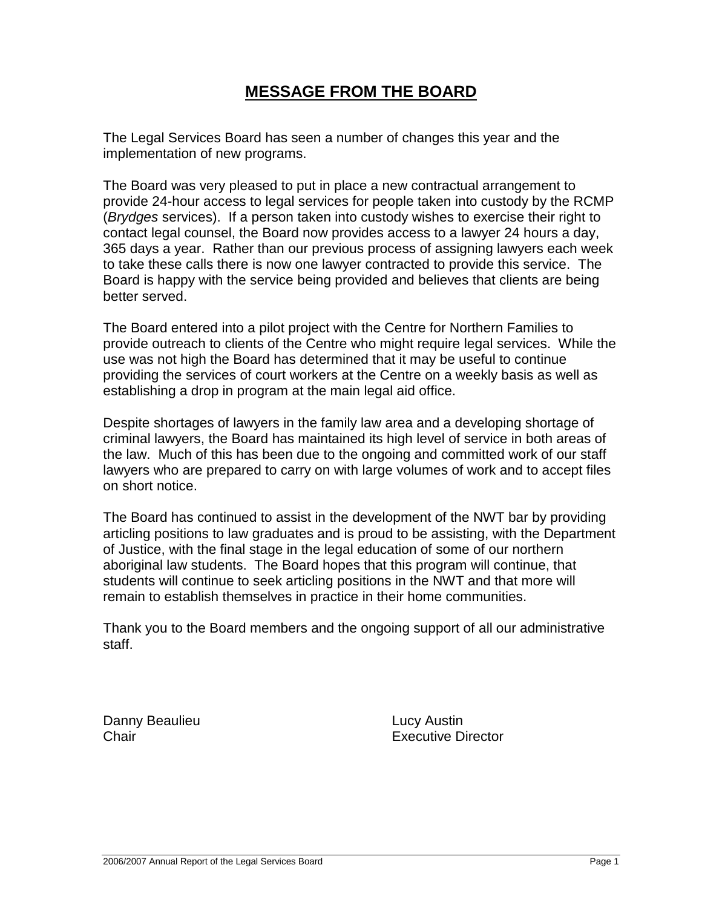# MESSAGE FROM THE BOARD

The Legal Services Board has seen a number of changes this year and the implementation of new programs.

The Board was very pleased to put in place a new contractual arrangement to provide 24-hour access to legal services for people taken into custody by the RCMP (*Brydges* services). If a person taken into custody wishes to exercise their right to contact legal counsel, the Board now provides access to a lawyer 24 hours a day, 365 days a year. Rather than our previous process of assigning lawyers each week to take these calls there is now one lawyer contracted to provide this service. The Board is happy with the service being provided and believes that clients are being better served.

The Board entered into a pilot project with the Centre for Northern Families to provide outreach to clients of the Centre who might require legal services. While the use was not high the Board has determined that it may be useful to continue providing the services of court workers at the Centre on a weekly basis as well as establishing a drop in program at the main legal aid office.

Despite shortages of lawyers in the family law area and a developing shortage of criminal lawyers, the Board has maintained its high level of service in both areas of the law. Much of this has been due to the ongoing and committed work of our staff lawyers who are prepared to carry on with large volumes of work and to accept files on short notice.

The Board has continued to assist in the development of the NWT bar by providing articling positions to law graduates and is proud to be assisting, with the Department of Justice, with the final stage in the legal education of some of our northern aboriginal law students. The Board hopes that this program will continue, that students will continue to seek articling positions in the NWT and that more will remain to establish themselves in practice in their home communities.

Thank you to the Board members and the ongoing support of all our administrative staff.

Danny Beaulieu
Chair

Lucy Austin
Executive Director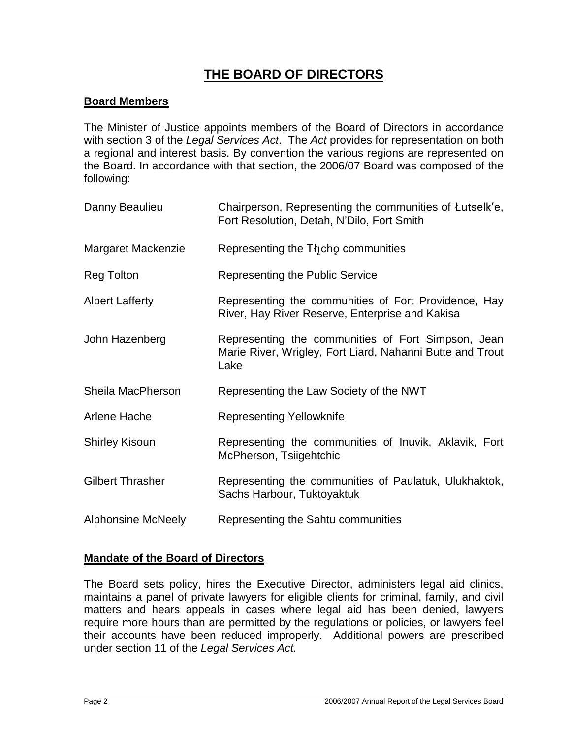# THE BOARD OF DIRECTORS

## Board Members

The Minister of Justice appoints members of the Board of Directors in accordance with section 3 of the *Legal Services Act*. The *Act* provides for representation on both a regional and interest basis. By convention the various regions are represented on the Board. In accordance with that section, the 2006/07 Board was composed of the following:

| | |
|---|---|
| Danny Beaulieu | Chairperson, Representing the communities of Łutselk'e, Fort Resolution, Detah, N'Dilo, Fort Smith |
| Margaret Mackenzie | Representing the Tłı̨chǫ communities |
| Reg Tolton | Representing the Public Service |
| Albert Lafferty | Representing the communities of Fort Providence, Hay River, Hay River Reserve, Enterprise and Kakisa |
| John Hazenberg | Representing the communities of Fort Simpson, Jean Marie River, Wrigley, Fort Liard, Nahanni Butte and Trout Lake |
| Sheila MacPherson | Representing the Law Society of the NWT |
| Arlene Hache | Representing Yellowknife |
| Shirley Kisoun | Representing the communities of Inuvik, Aklavik, Fort McPherson, Tsiigehtchic |
| Gilbert Thrasher | Representing the communities of Paulatuk, Ulukhaktok, Sachs Harbour, Tuktoyaktuk |
| Alphonsine McNeely | Representing the Sahtu communities |

## Mandate of the Board of Directors

The Board sets policy, hires the Executive Director, administers legal aid clinics, maintains a panel of private lawyers for eligible clients for criminal, family, and civil matters and hears appeals in cases where legal aid has been denied, lawyers require more hours than are permitted by the regulations or policies, or lawyers feel their accounts have been reduced improperly. Additional powers are prescribed under section 11 of the *Legal Services Act.*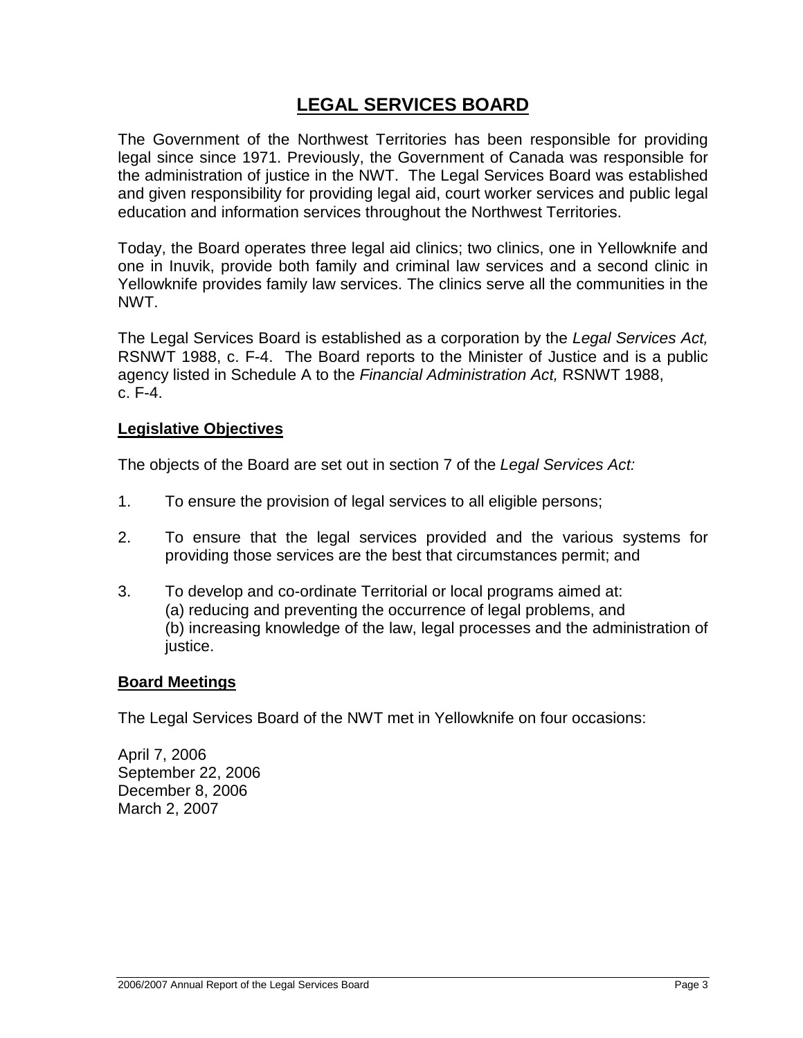# LEGAL SERVICES BOARD

The Government of the Northwest Territories has been responsible for providing legal since since 1971. Previously, the Government of Canada was responsible for the administration of justice in the NWT. The Legal Services Board was established and given responsibility for providing legal aid, court worker services and public legal education and information services throughout the Northwest Territories.

Today, the Board operates three legal aid clinics; two clinics, one in Yellowknife and one in Inuvik, provide both family and criminal law services and a second clinic in Yellowknife provides family law services. The clinics serve all the communities in the NWT.

The Legal Services Board is established as a corporation by the *Legal Services Act,* RSNWT 1988, c. F-4. The Board reports to the Minister of Justice and is a public agency listed in Schedule A to the *Financial Administration Act,* RSNWT 1988, c. F-4.

## Legislative Objectives

The objects of the Board are set out in section 7 of the *Legal Services Act:*

1. To ensure the provision of legal services to all eligible persons;

2. To ensure that the legal services provided and the various systems for providing those services are the best that circumstances permit; and

3. To develop and co-ordinate Territorial or local programs aimed at:
   (a) reducing and preventing the occurrence of legal problems, and
   (b) increasing knowledge of the law, legal processes and the administration of justice.

## Board Meetings

The Legal Services Board of the NWT met in Yellowknife on four occasions:

April 7, 2006
September 22, 2006
December 8, 2006
March 2, 2007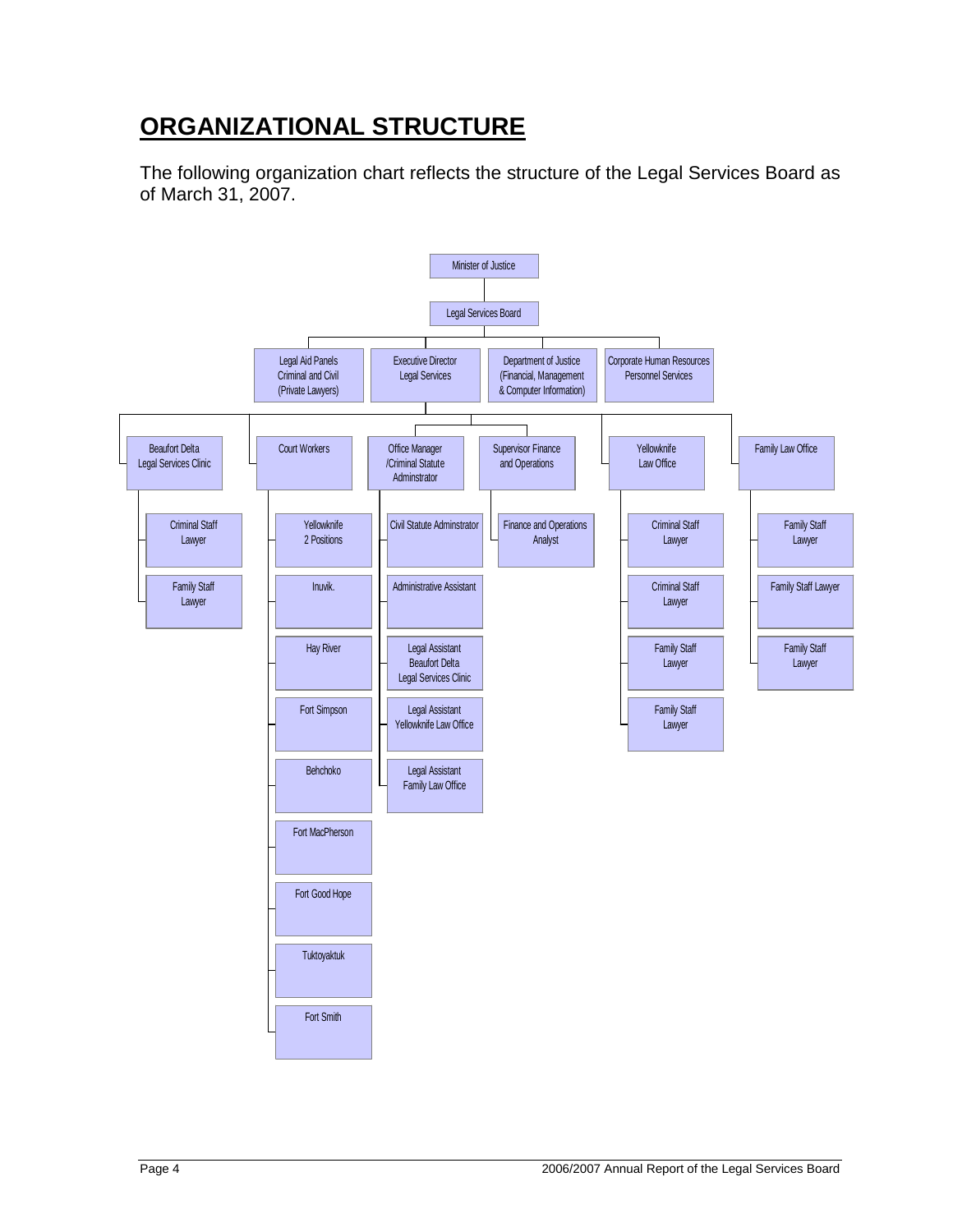# ORGANIZATIONAL STRUCTURE

The following organization chart reflects the structure of the Legal Services Board as of March 31, 2007.

- Minister of Justice
  - Legal Services Board
    - Legal Aid Panels Criminal and Civil (Private Lawyers)
    - Executive Director Legal Services
      - Beaufort Delta Legal Services Clinic
        - Criminal Staff Lawyer
        - Family Staff Lawyer
      - Court Workers
        - Yellowknife 2 Positions
        - Inuvik.
        - Hay River
        - Fort Simpson
        - Behchoko
        - Fort MacPherson
        - Fort Good Hope
        - Tuktoyaktuk
        - Fort Smith
      - Office Manager /Criminal Statute Adminstrator
        - Civil Statute Adminstrator
        - Administrative Assistant
        - Legal Assistant Beaufort Delta Legal Services Clinic
        - Legal Assistant Yellowknife Law Office
        - Legal Assistant Family Law Office
      - Supervisor Finance and Operations
        - Finance and Operations Analyst
      - Yellowknife Law Office
        - Criminal Staff Lawyer
        - Criminal Staff Lawyer
        - Family Staff Lawyer
        - Family Staff Lawyer
      - Family Law Office
        - Family Staff Lawyer
        - Family Staff Lawyer
        - Family Staff Lawyer
    - Department of Justice (Financial, Management & Computer Information)
    - Corporate Human Resources Personnel Services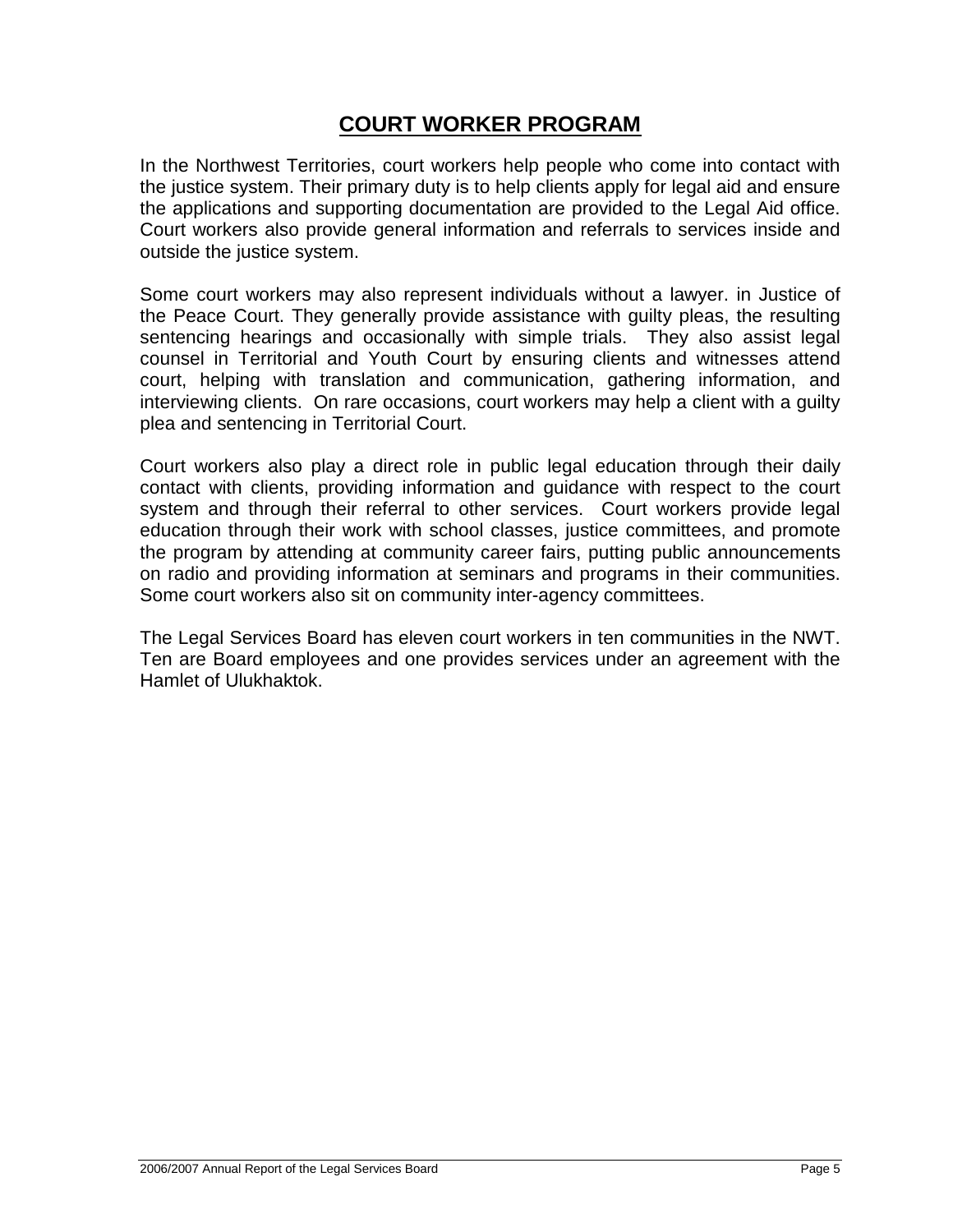# COURT WORKER PROGRAM

In the Northwest Territories, court workers help people who come into contact with the justice system. Their primary duty is to help clients apply for legal aid and ensure the applications and supporting documentation are provided to the Legal Aid office. Court workers also provide general information and referrals to services inside and outside the justice system.

Some court workers may also represent individuals without a lawyer. in Justice of the Peace Court. They generally provide assistance with guilty pleas, the resulting sentencing hearings and occasionally with simple trials. They also assist legal counsel in Territorial and Youth Court by ensuring clients and witnesses attend court, helping with translation and communication, gathering information, and interviewing clients. On rare occasions, court workers may help a client with a guilty plea and sentencing in Territorial Court.

Court workers also play a direct role in public legal education through their daily contact with clients, providing information and guidance with respect to the court system and through their referral to other services. Court workers provide legal education through their work with school classes, justice committees, and promote the program by attending at community career fairs, putting public announcements on radio and providing information at seminars and programs in their communities. Some court workers also sit on community inter-agency committees.

The Legal Services Board has eleven court workers in ten communities in the NWT. Ten are Board employees and one provides services under an agreement with the Hamlet of Ulukhaktok.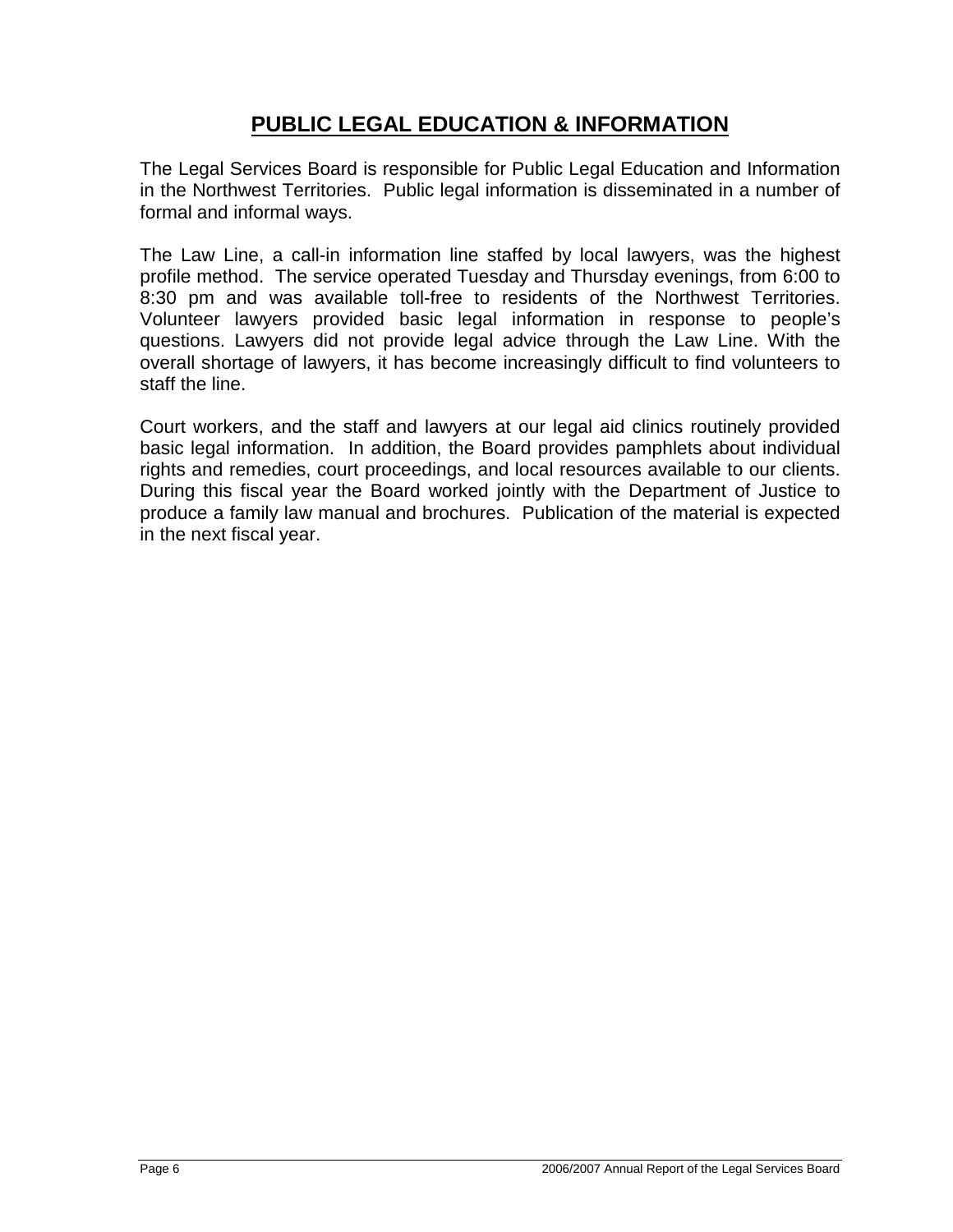# PUBLIC LEGAL EDUCATION & INFORMATION

The Legal Services Board is responsible for Public Legal Education and Information in the Northwest Territories. Public legal information is disseminated in a number of formal and informal ways.

The Law Line, a call-in information line staffed by local lawyers, was the highest profile method. The service operated Tuesday and Thursday evenings, from 6:00 to 8:30 pm and was available toll-free to residents of the Northwest Territories. Volunteer lawyers provided basic legal information in response to people's questions. Lawyers did not provide legal advice through the Law Line. With the overall shortage of lawyers, it has become increasingly difficult to find volunteers to staff the line.

Court workers, and the staff and lawyers at our legal aid clinics routinely provided basic legal information. In addition, the Board provides pamphlets about individual rights and remedies, court proceedings, and local resources available to our clients. During this fiscal year the Board worked jointly with the Department of Justice to produce a family law manual and brochures. Publication of the material is expected in the next fiscal year.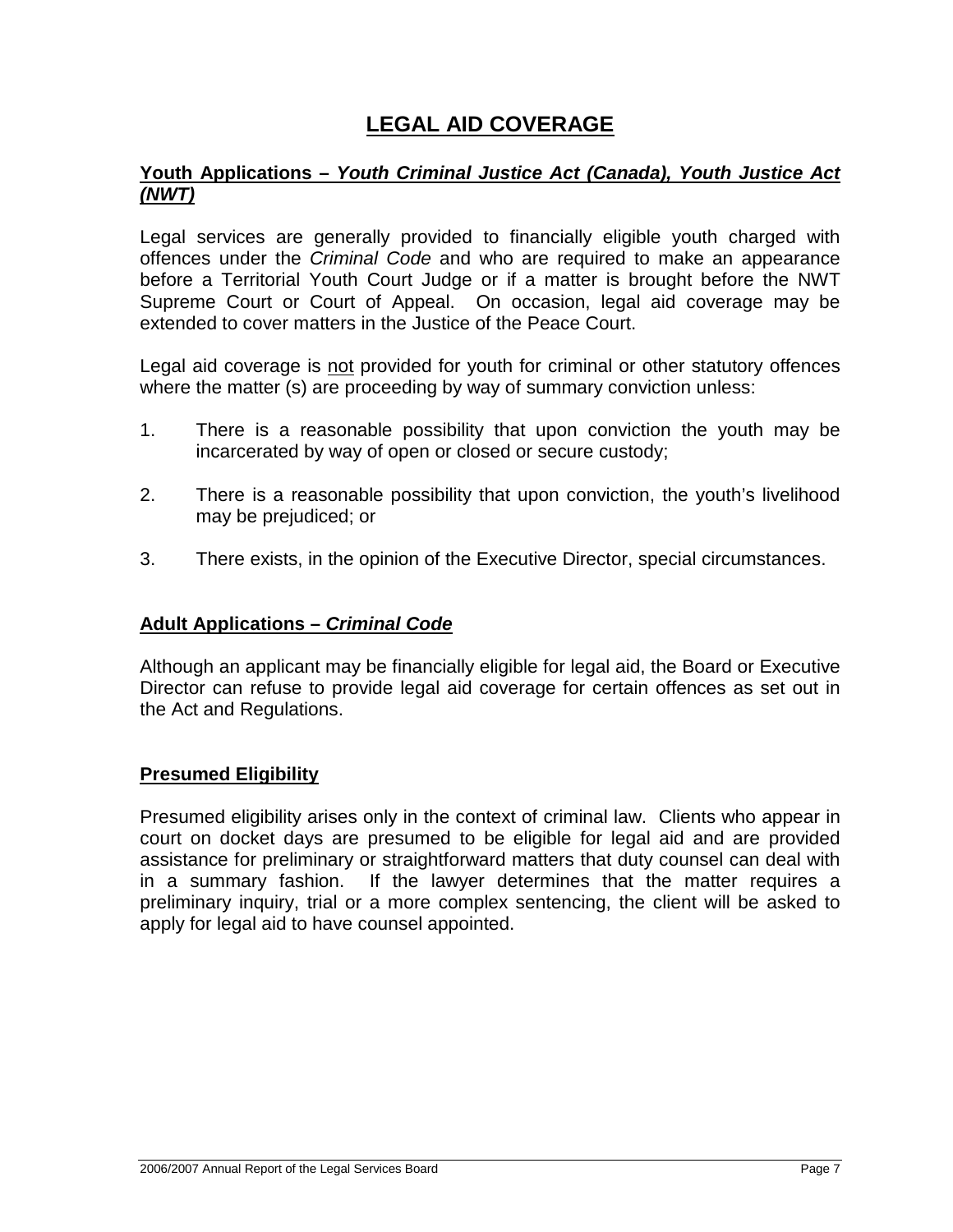# LEGAL AID COVERAGE

## Youth Applications – *Youth Criminal Justice Act (Canada), Youth Justice Act (NWT)*

Legal services are generally provided to financially eligible youth charged with offences under the *Criminal Code* and who are required to make an appearance before a Territorial Youth Court Judge or if a matter is brought before the NWT Supreme Court or Court of Appeal. On occasion, legal aid coverage may be extended to cover matters in the Justice of the Peace Court.

Legal aid coverage is not provided for youth for criminal or other statutory offences where the matter (s) are proceeding by way of summary conviction unless:

1. There is a reasonable possibility that upon conviction the youth may be incarcerated by way of open or closed or secure custody;
2. There is a reasonable possibility that upon conviction, the youth's livelihood may be prejudiced; or
3. There exists, in the opinion of the Executive Director, special circumstances.

## Adult Applications – *Criminal Code*

Although an applicant may be financially eligible for legal aid, the Board or Executive Director can refuse to provide legal aid coverage for certain offences as set out in the Act and Regulations.

## Presumed Eligibility

Presumed eligibility arises only in the context of criminal law. Clients who appear in court on docket days are presumed to be eligible for legal aid and are provided assistance for preliminary or straightforward matters that duty counsel can deal with in a summary fashion. If the lawyer determines that the matter requires a preliminary inquiry, trial or a more complex sentencing, the client will be asked to apply for legal aid to have counsel appointed.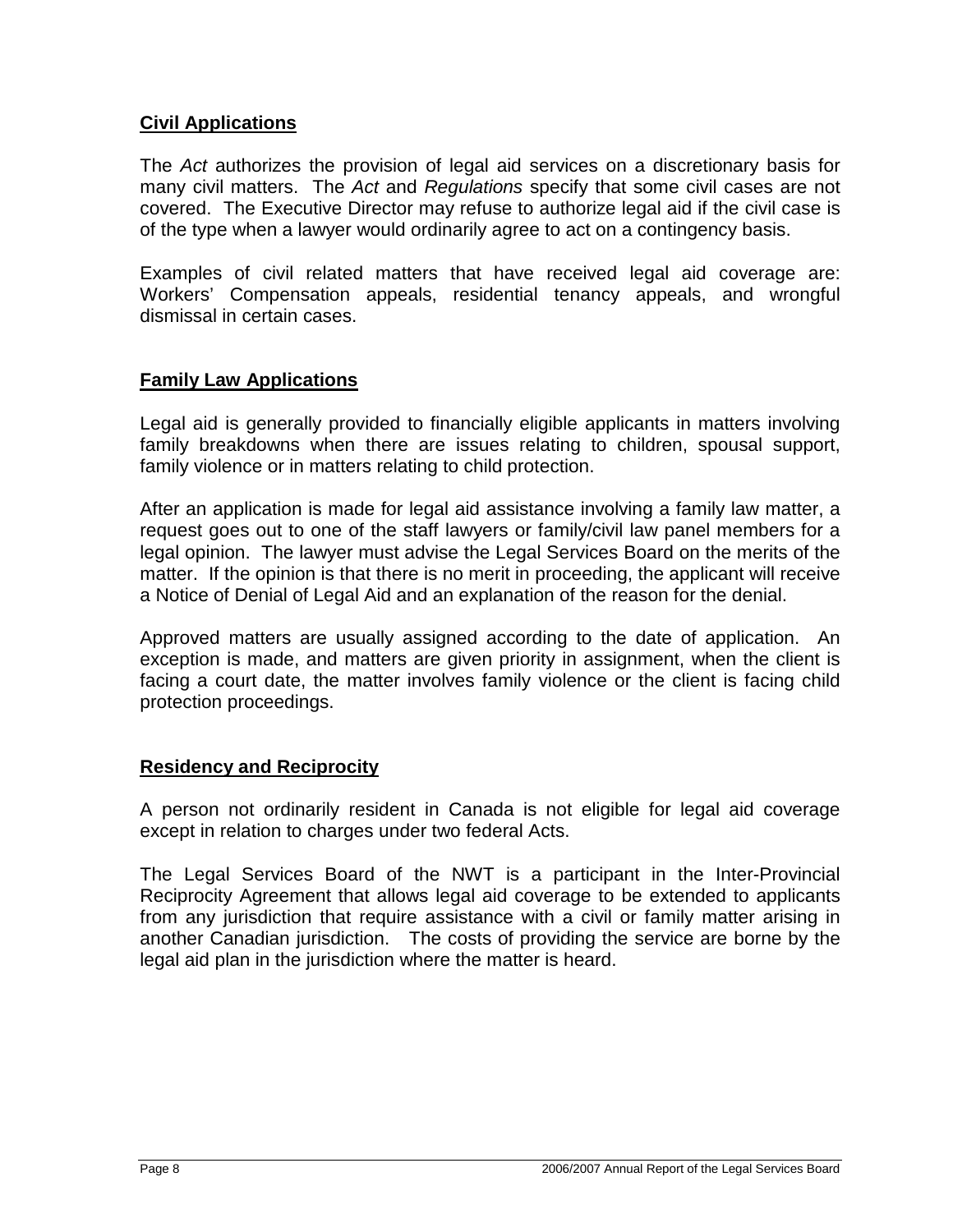## Civil Applications

The *Act* authorizes the provision of legal aid services on a discretionary basis for many civil matters. The *Act* and *Regulations* specify that some civil cases are not covered. The Executive Director may refuse to authorize legal aid if the civil case is of the type when a lawyer would ordinarily agree to act on a contingency basis.

Examples of civil related matters that have received legal aid coverage are: Workers' Compensation appeals, residential tenancy appeals, and wrongful dismissal in certain cases.

## Family Law Applications

Legal aid is generally provided to financially eligible applicants in matters involving family breakdowns when there are issues relating to children, spousal support, family violence or in matters relating to child protection.

After an application is made for legal aid assistance involving a family law matter, a request goes out to one of the staff lawyers or family/civil law panel members for a legal opinion. The lawyer must advise the Legal Services Board on the merits of the matter. If the opinion is that there is no merit in proceeding, the applicant will receive a Notice of Denial of Legal Aid and an explanation of the reason for the denial.

Approved matters are usually assigned according to the date of application. An exception is made, and matters are given priority in assignment, when the client is facing a court date, the matter involves family violence or the client is facing child protection proceedings.

## Residency and Reciprocity

A person not ordinarily resident in Canada is not eligible for legal aid coverage except in relation to charges under two federal Acts.

The Legal Services Board of the NWT is a participant in the Inter-Provincial Reciprocity Agreement that allows legal aid coverage to be extended to applicants from any jurisdiction that require assistance with a civil or family matter arising in another Canadian jurisdiction. The costs of providing the service are borne by the legal aid plan in the jurisdiction where the matter is heard.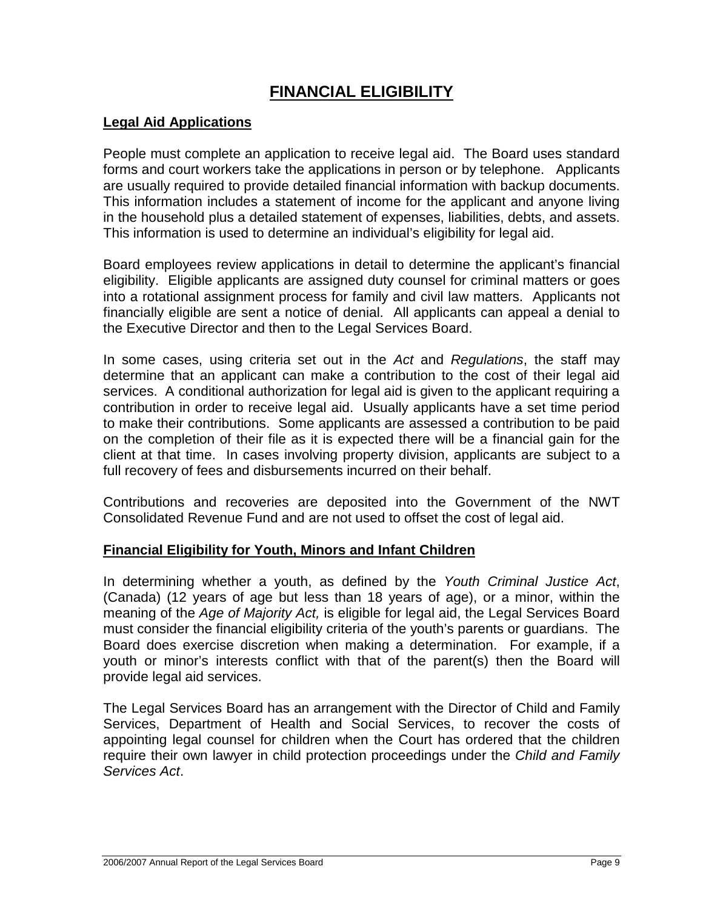# FINANCIAL ELIGIBILITY

## Legal Aid Applications

People must complete an application to receive legal aid. The Board uses standard forms and court workers take the applications in person or by telephone. Applicants are usually required to provide detailed financial information with backup documents. This information includes a statement of income for the applicant and anyone living in the household plus a detailed statement of expenses, liabilities, debts, and assets. This information is used to determine an individual's eligibility for legal aid.

Board employees review applications in detail to determine the applicant's financial eligibility. Eligible applicants are assigned duty counsel for criminal matters or goes into a rotational assignment process for family and civil law matters. Applicants not financially eligible are sent a notice of denial. All applicants can appeal a denial to the Executive Director and then to the Legal Services Board.

In some cases, using criteria set out in the *Act* and *Regulations*, the staff may determine that an applicant can make a contribution to the cost of their legal aid services. A conditional authorization for legal aid is given to the applicant requiring a contribution in order to receive legal aid. Usually applicants have a set time period to make their contributions. Some applicants are assessed a contribution to be paid on the completion of their file as it is expected there will be a financial gain for the client at that time. In cases involving property division, applicants are subject to a full recovery of fees and disbursements incurred on their behalf.

Contributions and recoveries are deposited into the Government of the NWT Consolidated Revenue Fund and are not used to offset the cost of legal aid.

## Financial Eligibility for Youth, Minors and Infant Children

In determining whether a youth, as defined by the *Youth Criminal Justice Act*, (Canada) (12 years of age but less than 18 years of age), or a minor, within the meaning of the *Age of Majority Act,* is eligible for legal aid, the Legal Services Board must consider the financial eligibility criteria of the youth's parents or guardians. The Board does exercise discretion when making a determination. For example, if a youth or minor's interests conflict with that of the parent(s) then the Board will provide legal aid services.

The Legal Services Board has an arrangement with the Director of Child and Family Services, Department of Health and Social Services, to recover the costs of appointing legal counsel for children when the Court has ordered that the children require their own lawyer in child protection proceedings under the *Child and Family Services Act*.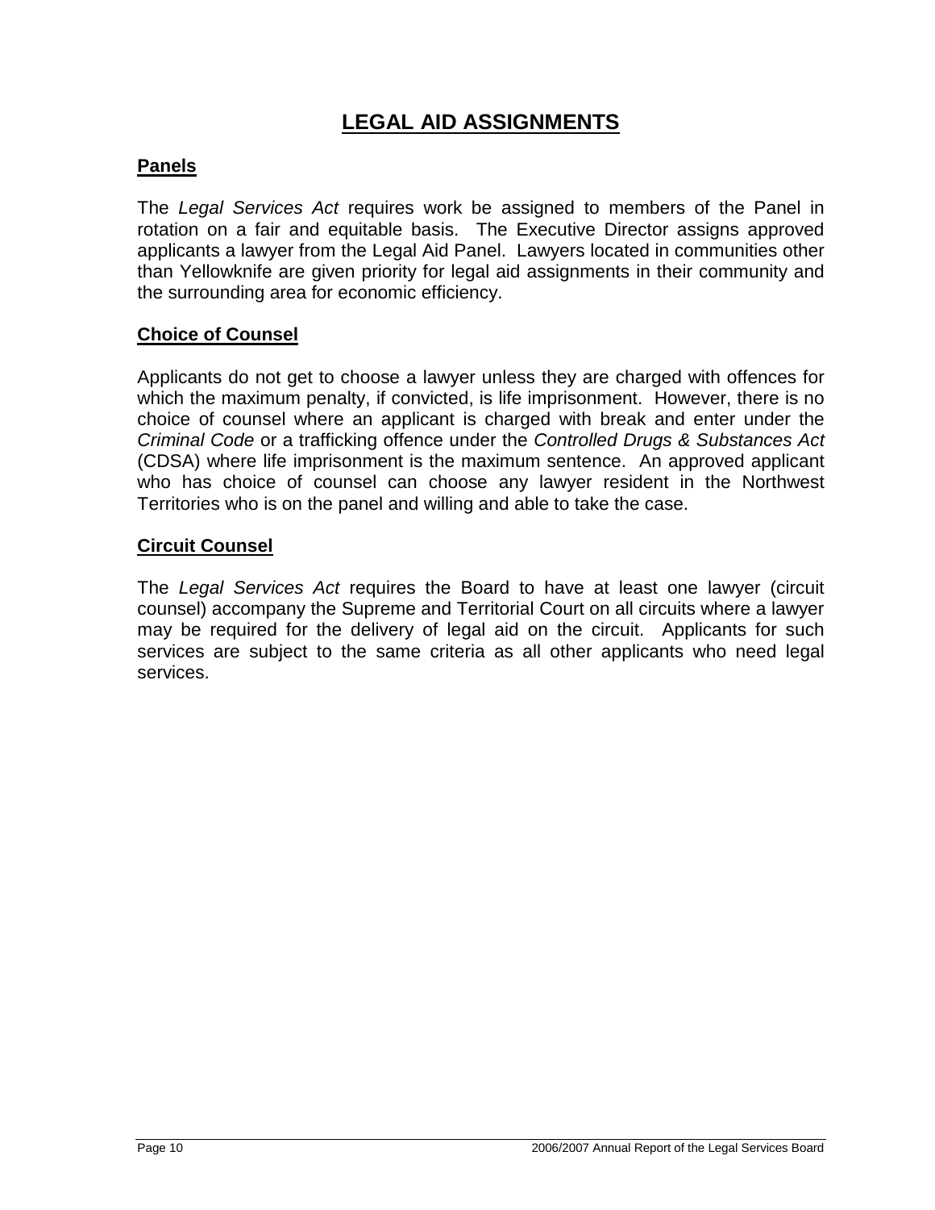# LEGAL AID ASSIGNMENTS

## Panels

The *Legal Services Act* requires work be assigned to members of the Panel in rotation on a fair and equitable basis. The Executive Director assigns approved applicants a lawyer from the Legal Aid Panel. Lawyers located in communities other than Yellowknife are given priority for legal aid assignments in their community and the surrounding area for economic efficiency.

## Choice of Counsel

Applicants do not get to choose a lawyer unless they are charged with offences for which the maximum penalty, if convicted, is life imprisonment. However, there is no choice of counsel where an applicant is charged with break and enter under the *Criminal Code* or a trafficking offence under the *Controlled Drugs & Substances Act* (CDSA) where life imprisonment is the maximum sentence. An approved applicant who has choice of counsel can choose any lawyer resident in the Northwest Territories who is on the panel and willing and able to take the case.

## Circuit Counsel

The *Legal Services Act* requires the Board to have at least one lawyer (circuit counsel) accompany the Supreme and Territorial Court on all circuits where a lawyer may be required for the delivery of legal aid on the circuit. Applicants for such services are subject to the same criteria as all other applicants who need legal services.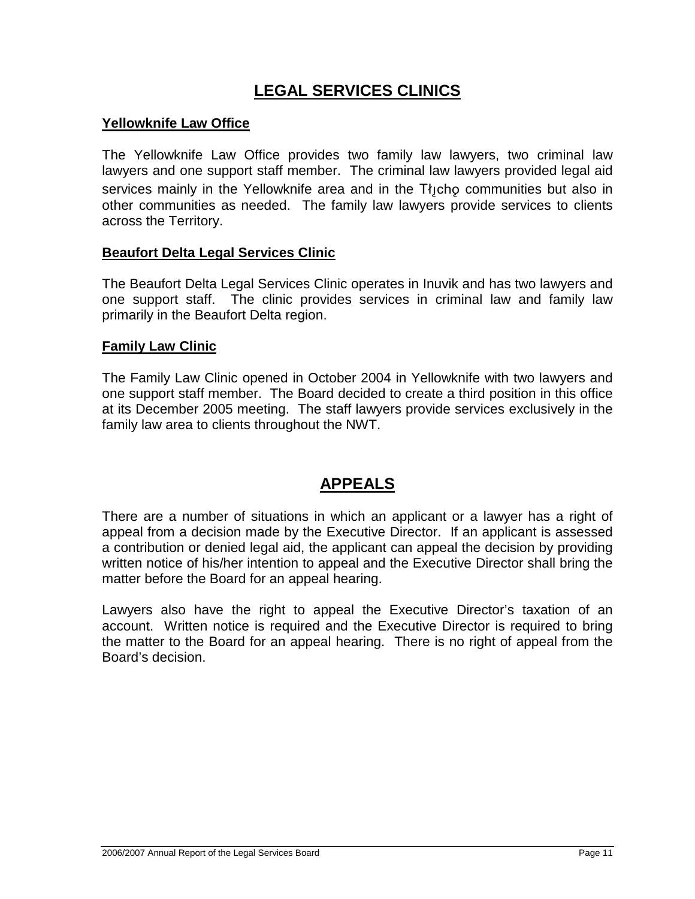# LEGAL SERVICES CLINICS

## Yellowknife Law Office

The Yellowknife Law Office provides two family law lawyers, two criminal law lawyers and one support staff member. The criminal law lawyers provided legal aid services mainly in the Yellowknife area and in the Tłįchǫ communities but also in other communities as needed. The family law lawyers provide services to clients across the Territory.

## Beaufort Delta Legal Services Clinic

The Beaufort Delta Legal Services Clinic operates in Inuvik and has two lawyers and one support staff. The clinic provides services in criminal law and family law primarily in the Beaufort Delta region.

## Family Law Clinic

The Family Law Clinic opened in October 2004 in Yellowknife with two lawyers and one support staff member. The Board decided to create a third position in this office at its December 2005 meeting. The staff lawyers provide services exclusively in the family law area to clients throughout the NWT.

# APPEALS

There are a number of situations in which an applicant or a lawyer has a right of appeal from a decision made by the Executive Director. If an applicant is assessed a contribution or denied legal aid, the applicant can appeal the decision by providing written notice of his/her intention to appeal and the Executive Director shall bring the matter before the Board for an appeal hearing.

Lawyers also have the right to appeal the Executive Director's taxation of an account. Written notice is required and the Executive Director is required to bring the matter to the Board for an appeal hearing. There is no right of appeal from the Board's decision.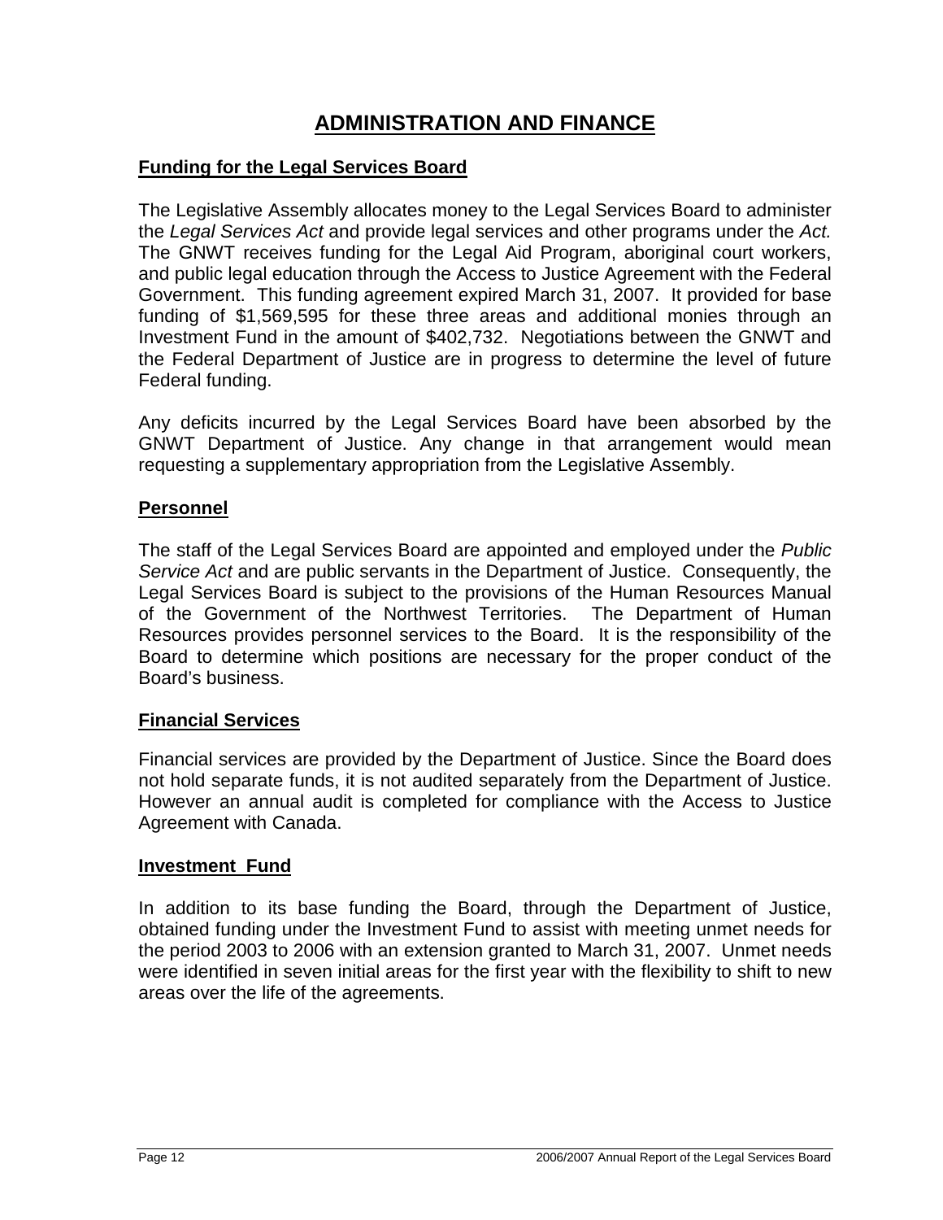# ADMINISTRATION AND FINANCE

## Funding for the Legal Services Board

The Legislative Assembly allocates money to the Legal Services Board to administer the *Legal Services Act* and provide legal services and other programs under the *Act.* The GNWT receives funding for the Legal Aid Program, aboriginal court workers, and public legal education through the Access to Justice Agreement with the Federal Government. This funding agreement expired March 31, 2007. It provided for base funding of $1,569,595 for these three areas and additional monies through an Investment Fund in the amount of $402,732. Negotiations between the GNWT and the Federal Department of Justice are in progress to determine the level of future Federal funding.

Any deficits incurred by the Legal Services Board have been absorbed by the GNWT Department of Justice. Any change in that arrangement would mean requesting a supplementary appropriation from the Legislative Assembly.

## Personnel

The staff of the Legal Services Board are appointed and employed under the *Public Service Act* and are public servants in the Department of Justice. Consequently, the Legal Services Board is subject to the provisions of the Human Resources Manual of the Government of the Northwest Territories. The Department of Human Resources provides personnel services to the Board. It is the responsibility of the Board to determine which positions are necessary for the proper conduct of the Board's business.

## Financial Services

Financial services are provided by the Department of Justice. Since the Board does not hold separate funds, it is not audited separately from the Department of Justice. However an annual audit is completed for compliance with the Access to Justice Agreement with Canada.

## Investment Fund

In addition to its base funding the Board, through the Department of Justice, obtained funding under the Investment Fund to assist with meeting unmet needs for the period 2003 to 2006 with an extension granted to March 31, 2007. Unmet needs were identified in seven initial areas for the first year with the flexibility to shift to new areas over the life of the agreements.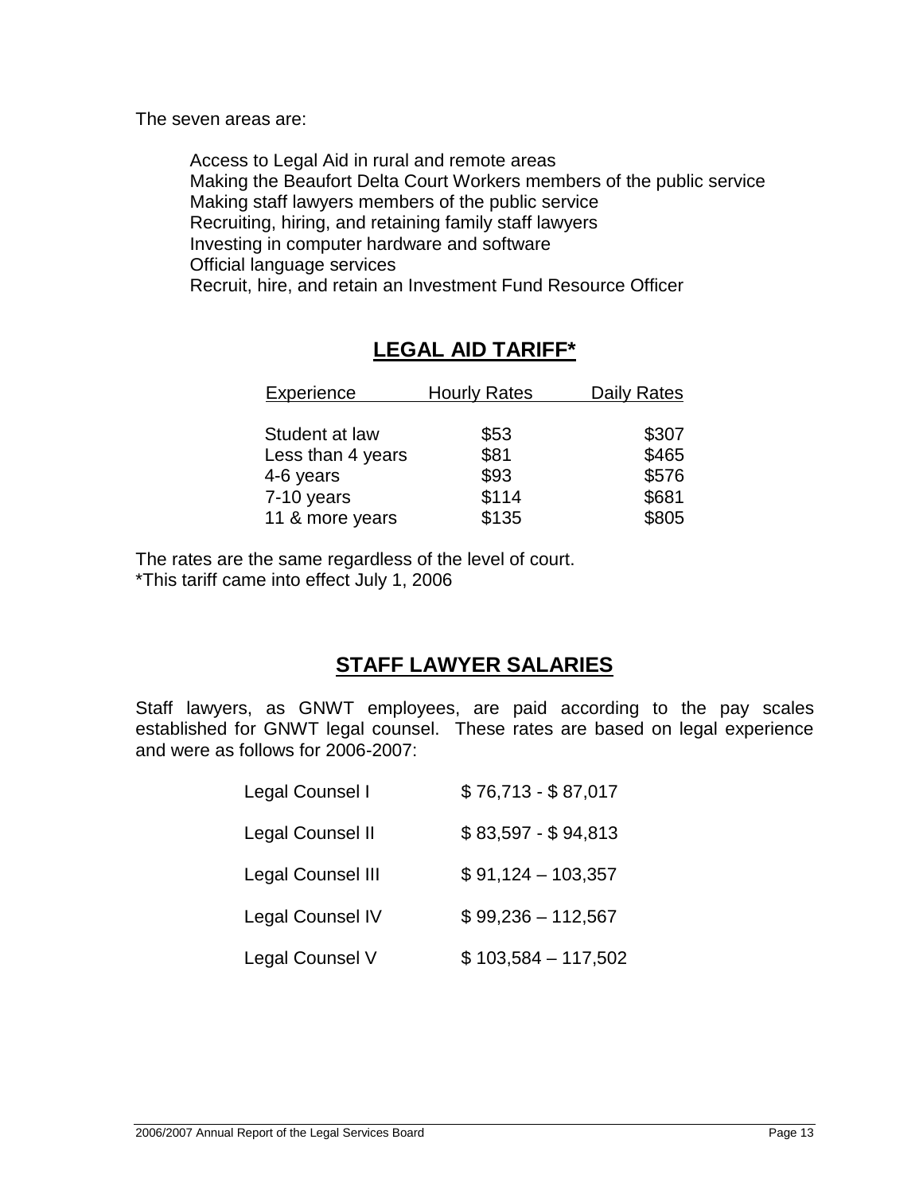The seven areas are:

- Access to Legal Aid in rural and remote areas
- Making the Beaufort Delta Court Workers members of the public service
- Making staff lawyers members of the public service
- Recruiting, hiring, and retaining family staff lawyers
- Investing in computer hardware and software
- Official language services
- Recruit, hire, and retain an Investment Fund Resource Officer

## LEGAL AID TARIFF*

| Experience | Hourly Rates | Daily Rates |
|---|---|---|
| Student at law | $53 | $307 |
| Less than 4 years | $81 | $465 |
| 4-6 years | $93 | $576 |
| 7-10 years | $114 | $681 |
| 11 & more years | $135 | $805 |

The rates are the same regardless of the level of court.
*This tariff came into effect July 1, 2006

## STAFF LAWYER SALARIES

Staff lawyers, as GNWT employees, are paid according to the pay scales established for GNWT legal counsel. These rates are based on legal experience and were as follows for 2006-2007:

| | |
|---|---|
| Legal Counsel I | $ 76,713 - $ 87,017 |
| Legal Counsel II | $ 83,597 - $ 94,813 |
| Legal Counsel III | $ 91,124 – 103,357 |
| Legal Counsel IV | $ 99,236 – 112,567 |
| Legal Counsel V | $ 103,584 – 117,502 |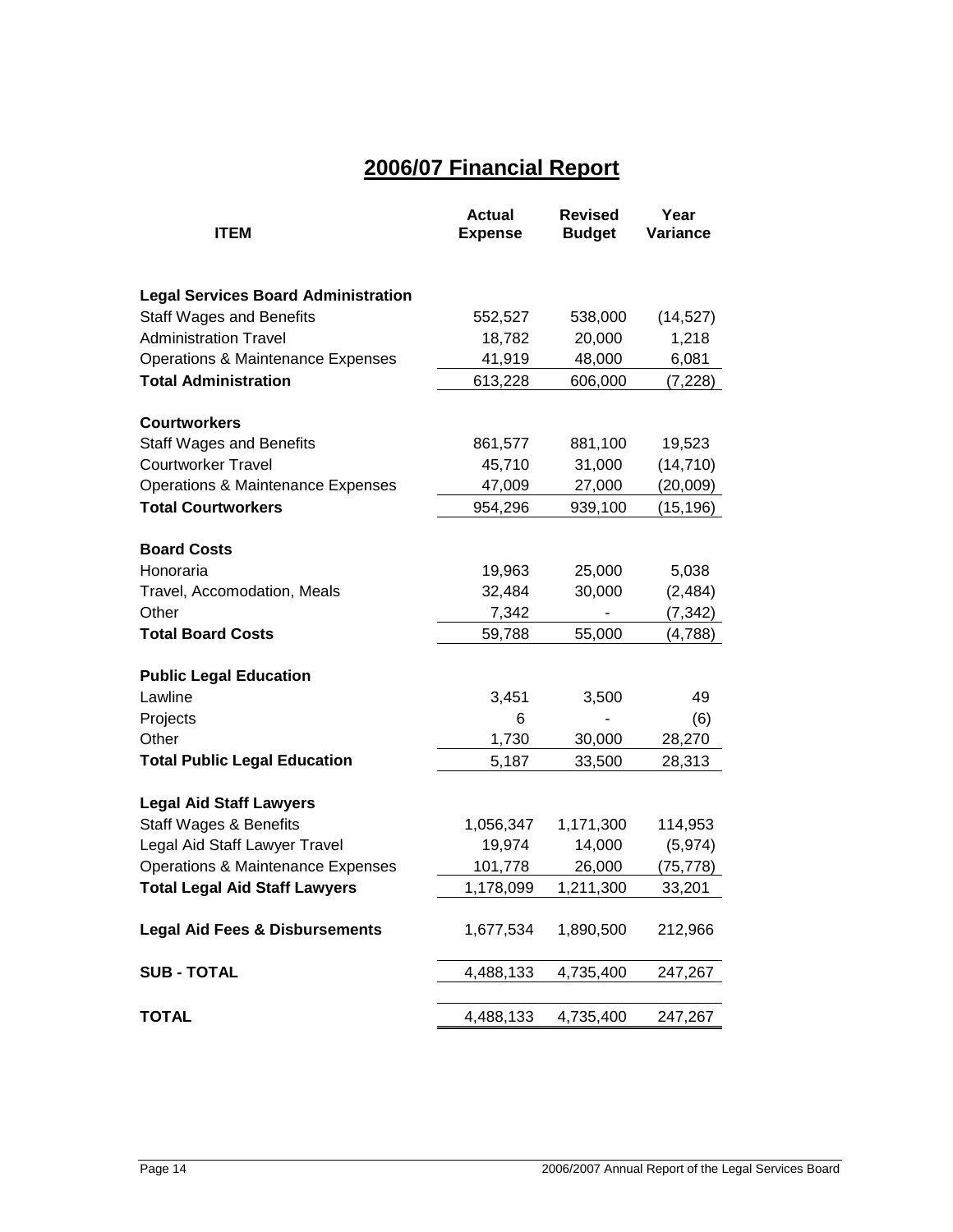# 2006/07 Financial Report

| ITEM | Actual Expense | Revised Budget | Year Variance |
|---|---|---|---|
| **Legal Services Board Administration** | | | |
| Staff Wages and Benefits | 552,527 | 538,000 | (14,527) |
| Administration Travel | 18,782 | 20,000 | 1,218 |
| Operations & Maintenance Expenses | 41,919 | 48,000 | 6,081 |
| **Total Administration** | 613,228 | 606,000 | (7,228) |
| **Courtworkers** | | | |
| Staff Wages and Benefits | 861,577 | 881,100 | 19,523 |
| Courtworker Travel | 45,710 | 31,000 | (14,710) |
| Operations & Maintenance Expenses | 47,009 | 27,000 | (20,009) |
| **Total Courtworkers** | 954,296 | 939,100 | (15,196) |
| **Board Costs** | | | |
| Honoraria | 19,963 | 25,000 | 5,038 |
| Travel, Accomodation, Meals | 32,484 | 30,000 | (2,484) |
| Other | 7,342 | - | (7,342) |
| **Total Board Costs** | 59,788 | 55,000 | (4,788) |
| **Public Legal Education** | | | |
| Lawline | 3,451 | 3,500 | 49 |
| Projects | 6 | - | (6) |
| Other | 1,730 | 30,000 | 28,270 |
| **Total Public Legal Education** | 5,187 | 33,500 | 28,313 |
| **Legal Aid Staff Lawyers** | | | |
| Staff Wages & Benefits | 1,056,347 | 1,171,300 | 114,953 |
| Legal Aid Staff Lawyer Travel | 19,974 | 14,000 | (5,974) |
| Operations & Maintenance Expenses | 101,778 | 26,000 | (75,778) |
| **Total Legal Aid Staff Lawyers** | 1,178,099 | 1,211,300 | 33,201 |
| **Legal Aid Fees & Disbursements** | 1,677,534 | 1,890,500 | 212,966 |
| **SUB - TOTAL** | 4,488,133 | 4,735,400 | 247,267 |
| **TOTAL** | 4,488,133 | 4,735,400 | 247,267 |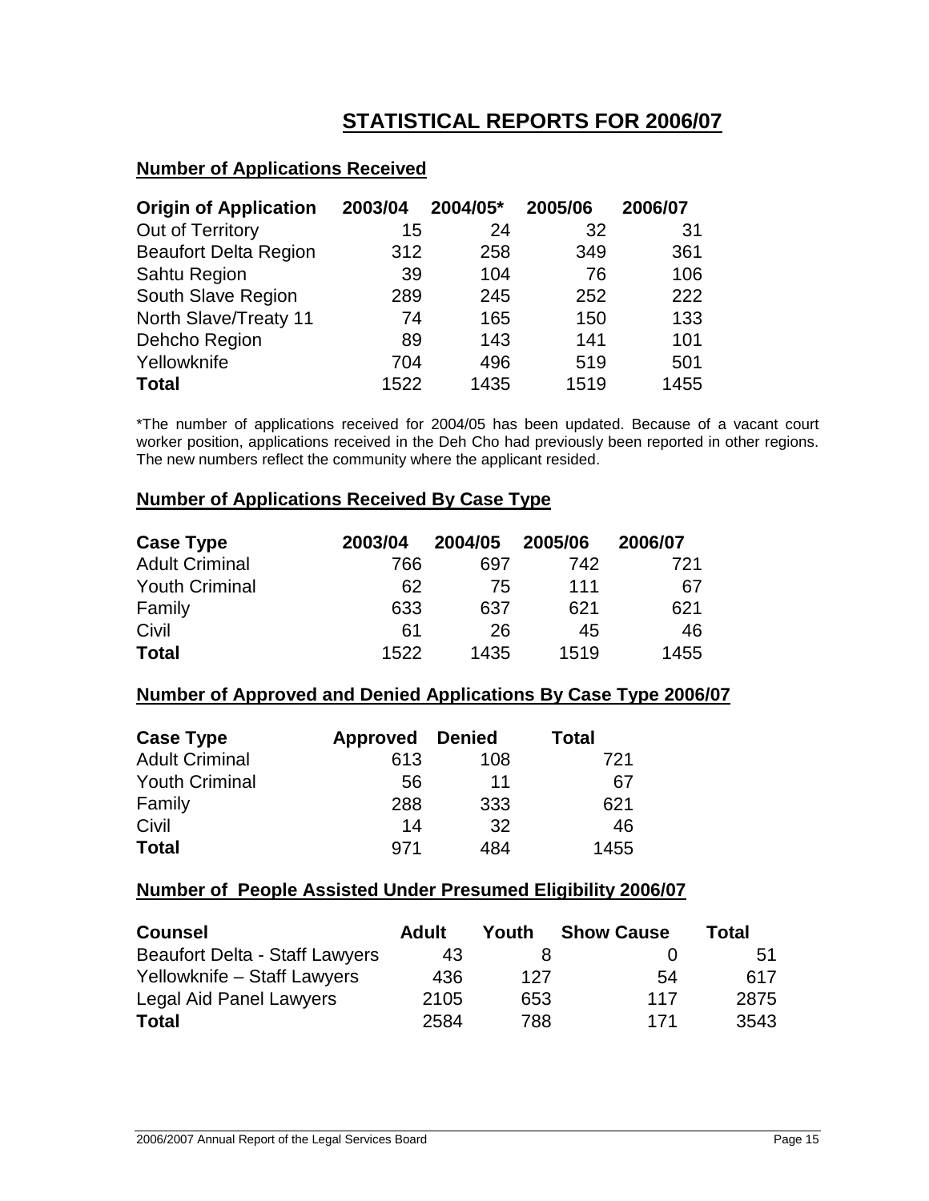# STATISTICAL REPORTS FOR 2006/07

## Number of Applications Received

| Origin of Application | 2003/04 | 2004/05* | 2005/06 | 2006/07 |
|---|---|---|---|---|
| Out of Territory | 15 | 24 | 32 | 31 |
| Beaufort Delta Region | 312 | 258 | 349 | 361 |
| Sahtu Region | 39 | 104 | 76 | 106 |
| South Slave Region | 289 | 245 | 252 | 222 |
| North Slave/Treaty 11 | 74 | 165 | 150 | 133 |
| Dehcho Region | 89 | 143 | 141 | 101 |
| Yellowknife | 704 | 496 | 519 | 501 |
| **Total** | 1522 | 1435 | 1519 | 1455 |

*The number of applications received for 2004/05 has been updated. Because of a vacant court worker position, applications received in the Deh Cho had previously been reported in other regions. The new numbers reflect the community where the applicant resided.

## Number of Applications Received By Case Type

| Case Type | 2003/04 | 2004/05 | 2005/06 | 2006/07 |
|---|---|---|---|---|
| Adult Criminal | 766 | 697 | 742 | 721 |
| Youth Criminal | 62 | 75 | 111 | 67 |
| Family | 633 | 637 | 621 | 621 |
| Civil | 61 | 26 | 45 | 46 |
| **Total** | 1522 | 1435 | 1519 | 1455 |

## Number of Approved and Denied Applications By Case Type 2006/07

| Case Type | Approved | Denied | Total |
|---|---|---|---|
| Adult Criminal | 613 | 108 | 721 |
| Youth Criminal | 56 | 11 | 67 |
| Family | 288 | 333 | 621 |
| Civil | 14 | 32 | 46 |
| **Total** | 971 | 484 | 1455 |

## Number of People Assisted Under Presumed Eligibility 2006/07

| Counsel | Adult | Youth | Show Cause | Total |
|---|---|---|---|---|
| Beaufort Delta - Staff Lawyers | 43 | 8 | 0 | 51 |
| Yellowknife – Staff Lawyers | 436 | 127 | 54 | 617 |
| Legal Aid Panel Lawyers | 2105 | 653 | 117 | 2875 |
| **Total** | 2584 | 788 | 171 | 3543 |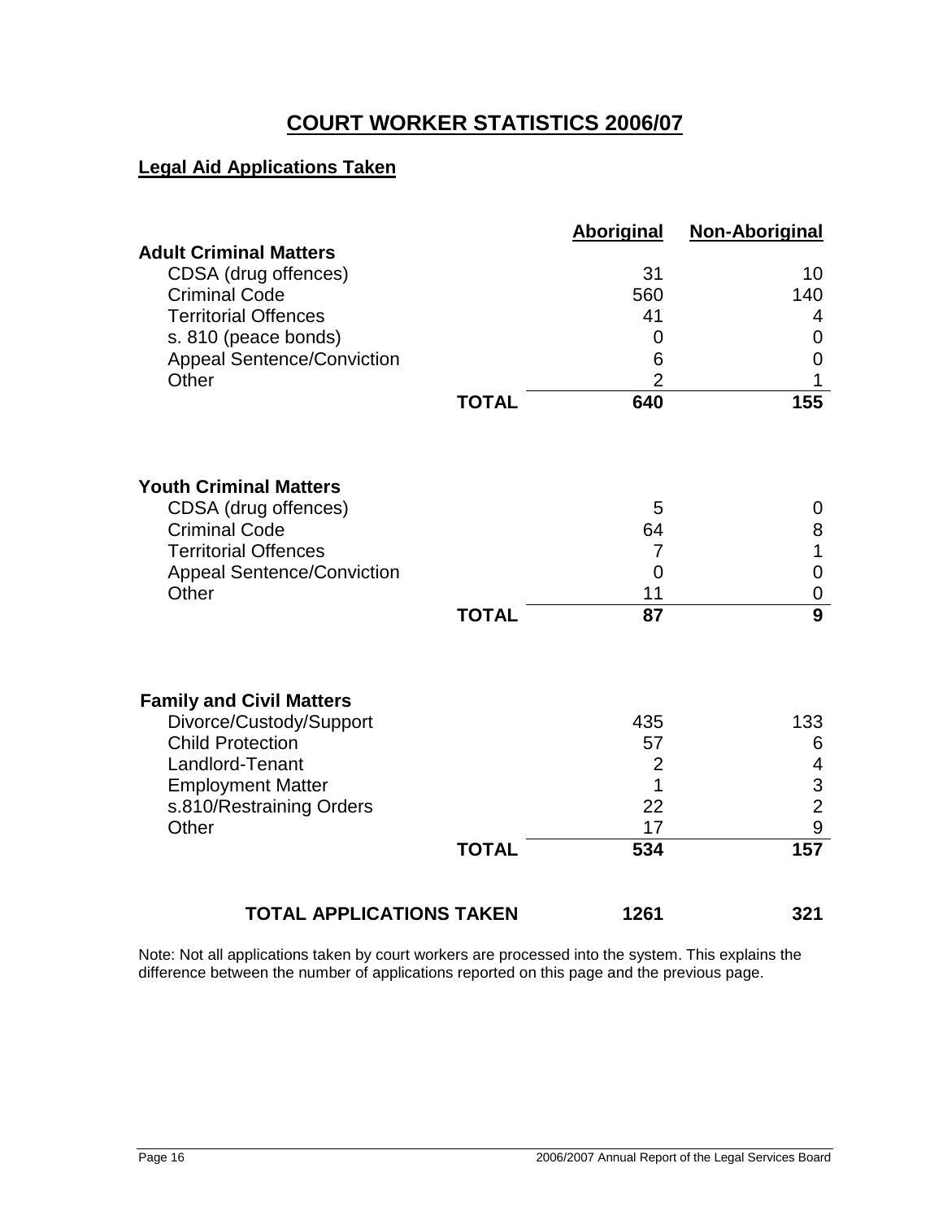# COURT WORKER STATISTICS 2006/07

## Legal Aid Applications Taken

| | | Aboriginal | Non-Aboriginal |
|---|---|---|---|
| **Adult Criminal Matters** | | | |
| CDSA (drug offences) | | 31 | 10 |
| Criminal Code | | 560 | 140 |
| Territorial Offences | | 41 | 4 |
| s. 810 (peace bonds) | | 0 | 0 |
| Appeal Sentence/Conviction | | 6 | 0 |
| Other | | 2 | 1 |
| | **TOTAL** | **640** | **155** |
| **Youth Criminal Matters** | | | |
| CDSA (drug offences) | | 5 | 0 |
| Criminal Code | | 64 | 8 |
| Territorial Offences | | 7 | 1 |
| Appeal Sentence/Conviction | | 0 | 0 |
| Other | | 11 | 0 |
| | **TOTAL** | **87** | **9** |
| **Family and Civil Matters** | | | |
| Divorce/Custody/Support | | 435 | 133 |
| Child Protection | | 57 | 6 |
| Landlord-Tenant | | 2 | 4 |
| Employment Matter | | 1 | 3 |
| s.810/Restraining Orders | | 22 | 2 |
| Other | | 17 | 9 |
| | **TOTAL** | **534** | **157** |
| **TOTAL APPLICATIONS TAKEN** | | **1261** | **321** |

Note: Not all applications taken by court workers are processed into the system. This explains the difference between the number of applications reported on this page and the previous page.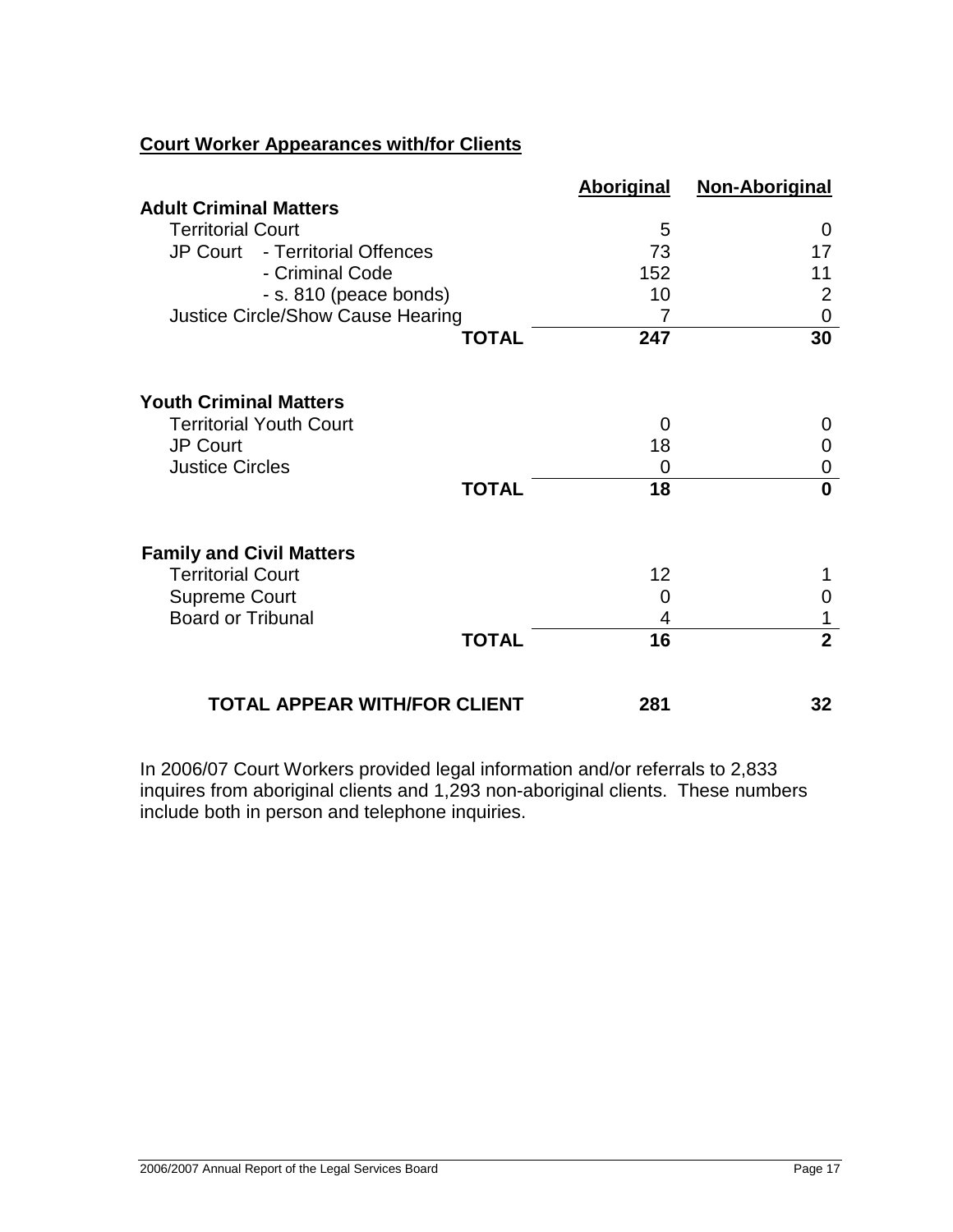## Court Worker Appearances with/for Clients

| | Aboriginal | Non-Aboriginal |
|---|---|---|
| **Adult Criminal Matters** | | |
| Territorial Court | 5 | 0 |
| JP Court - Territorial Offences | 73 | 17 |
| - Criminal Code | 152 | 11 |
| - s. 810 (peace bonds) | 10 | 2 |
| Justice Circle/Show Cause Hearing | 7 | 0 |
| **TOTAL** | **247** | **30** |
| **Youth Criminal Matters** | | |
| Territorial Youth Court | 0 | 0 |
| JP Court | 18 | 0 |
| Justice Circles | 0 | 0 |
| **TOTAL** | **18** | **0** |
| **Family and Civil Matters** | | |
| Territorial Court | 12 | 1 |
| Supreme Court | 0 | 0 |
| Board or Tribunal | 4 | 1 |
| **TOTAL** | **16** | **2** |
| **TOTAL APPEAR WITH/FOR CLIENT** | **281** | **32** |

In 2006/07 Court Workers provided legal information and/or referrals to 2,833 inquires from aboriginal clients and 1,293 non-aboriginal clients. These numbers include both in person and telephone inquiries.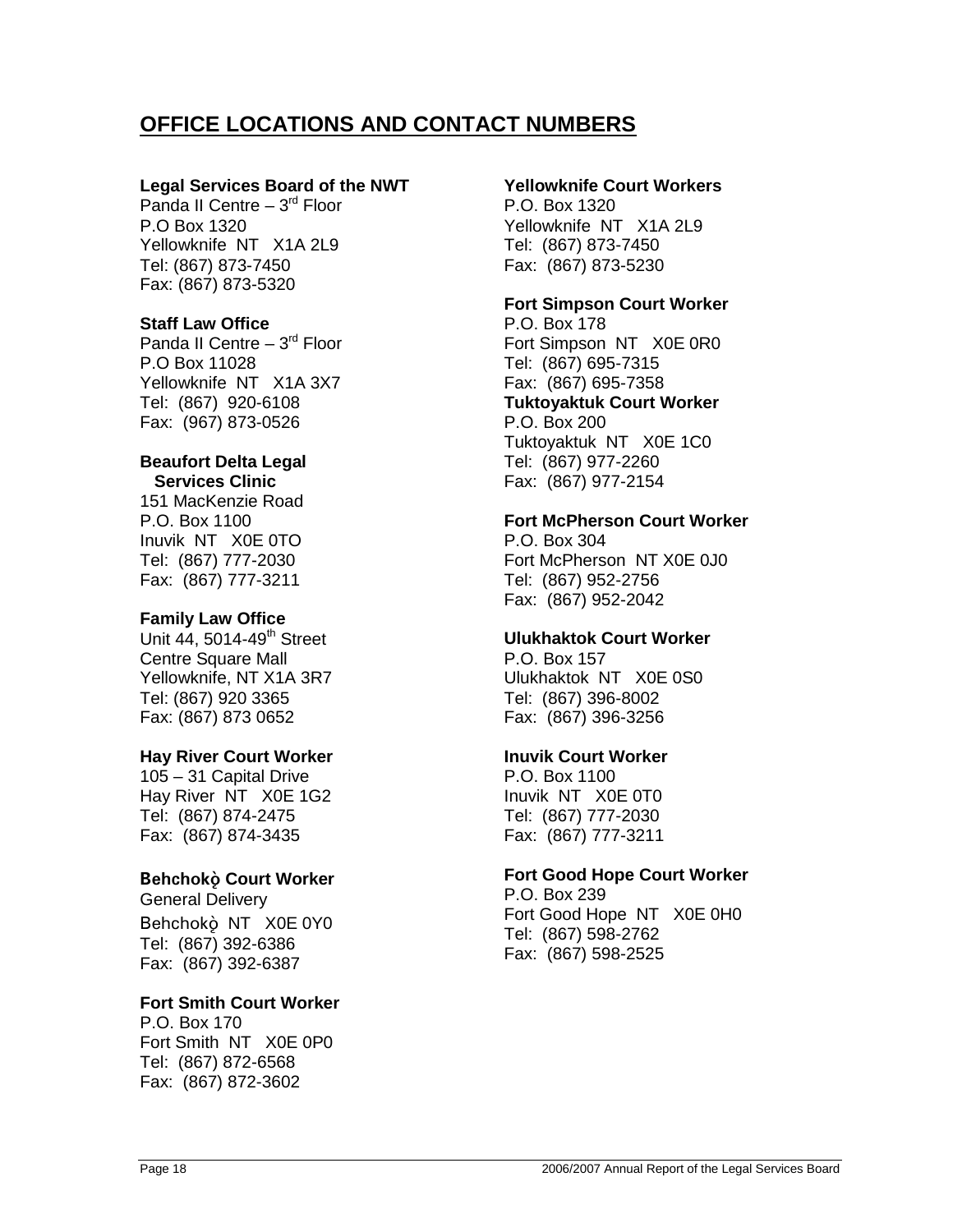# OFFICE LOCATIONS AND CONTACT NUMBERS

**Legal Services Board of the NWT**
Panda II Centre – 3rd Floor
P.O Box 1320
Yellowknife NT X1A 2L9
Tel: (867) 873-7450
Fax: (867) 873-5320

**Staff Law Office**
Panda II Centre – 3rd Floor
P.O Box 11028
Yellowknife NT X1A 3X7
Tel: (867) 920-6108
Fax: (967) 873-0526

**Beaufort Delta Legal Services Clinic**
151 MacKenzie Road
P.O. Box 1100
Inuvik NT X0E 0TO
Tel: (867) 777-2030
Fax: (867) 777-3211

**Family Law Office**
Unit 44, 5014-49th Street
Centre Square Mall
Yellowknife, NT X1A 3R7
Tel: (867) 920 3365
Fax: (867) 873 0652

**Hay River Court Worker**
105 – 31 Capital Drive
Hay River NT X0E 1G2
Tel: (867) 874-2475
Fax: (867) 874-3435

**Behchokǫ̀ Court Worker**
General Delivery
Behchokǫ̀ NT X0E 0Y0
Tel: (867) 392-6386
Fax: (867) 392-6387

**Fort Smith Court Worker**
P.O. Box 170
Fort Smith NT X0E 0P0
Tel: (867) 872-6568
Fax: (867) 872-3602

**Yellowknife Court Workers**
P.O. Box 1320
Yellowknife NT X1A 2L9
Tel: (867) 873-7450
Fax: (867) 873-5230

**Fort Simpson Court Worker**
P.O. Box 178
Fort Simpson NT X0E 0R0
Tel: (867) 695-7315
Fax: (867) 695-7358

**Tuktoyaktuk Court Worker**
P.O. Box 200
Tuktoyaktuk NT X0E 1C0
Tel: (867) 977-2260
Fax: (867) 977-2154

**Fort McPherson Court Worker**
P.O. Box 304
Fort McPherson NT X0E 0J0
Tel: (867) 952-2756
Fax: (867) 952-2042

**Ulukhaktok Court Worker**
P.O. Box 157
Ulukhaktok NT X0E 0S0
Tel: (867) 396-8002
Fax: (867) 396-3256

**Inuvik Court Worker**
P.O. Box 1100
Inuvik NT X0E 0T0
Tel: (867) 777-2030
Fax: (867) 777-3211

**Fort Good Hope Court Worker**
P.O. Box 239
Fort Good Hope NT X0E 0H0
Tel: (867) 598-2762
Fax: (867) 598-2525